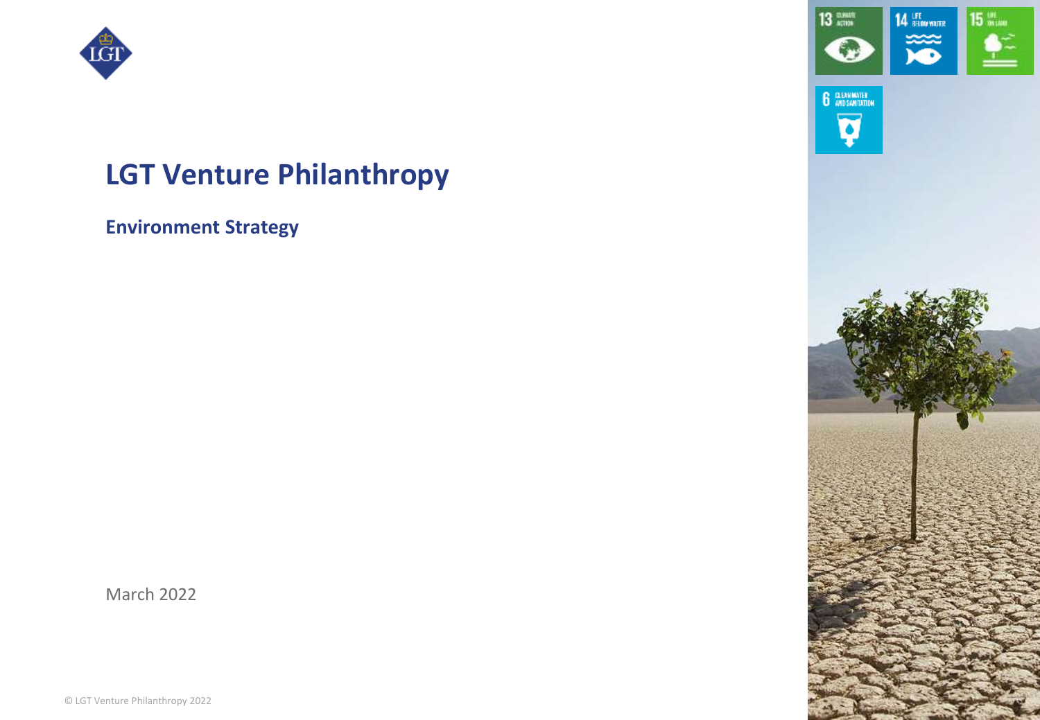# LGT Venture Philanthropy

## Environment Strategy

March 2022

© LGT Venture Philanthropy 2022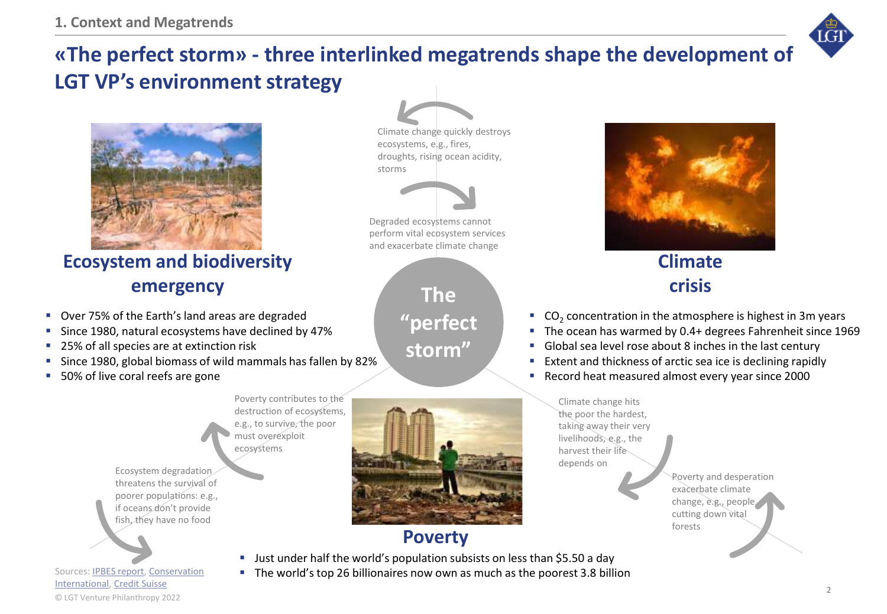# «The perfect storm» - three interlinked megatrends shape the development of LGT VP's environment strategy

## Ecosystem and biodiversity emergency

- Over 75% of the Earth's land areas are degraded
- Since 1980, natural ecosystems have declined by 47%
- 25% of all species are at extinction risk
- Since 1980, global biomass of wild mammals has fallen by 82%
- 50% of live coral reefs are gone

## Climate crisis

- $CO_2$ concentration in the atmosphere is highest in 3m years
- The ocean has warmed by 0.4+ degrees Fahrenheit since 1969
- Global sea level rose about 8 inches in the last century
- Extent and thickness of arctic sea ice is declining rapidly
- Record heat measured almost every year since 2000

## Poverty

- Just under half the world's population subsists on less than $5.50 a day
- The world's top 26 billionaires now own as much as the poorest 3.8 billion

## The "perfect storm"

Climate change quickly destroys ecosystems, e.g., fires, droughts, rising ocean acidity, storms

Degraded ecosystems cannot perform vital ecosystem services and exacerbate climate change

Poverty contributes to the destruction of ecosystems, e.g., to survive, the poor must overexploit ecosystems

Ecosystem degradation threatens the survival of poorer populations: e.g., if oceans don't provide fish, they have no food

Climate change hits the poor the hardest, taking away their very livelihoods, e.g., the harvest their life depends on

Poverty and desperation exacerbate climate change, e.g., people cutting down vital forests

Sources: IPBES report, Conservation International, Credit Suisse

© LGT Venture Philanthropy 2022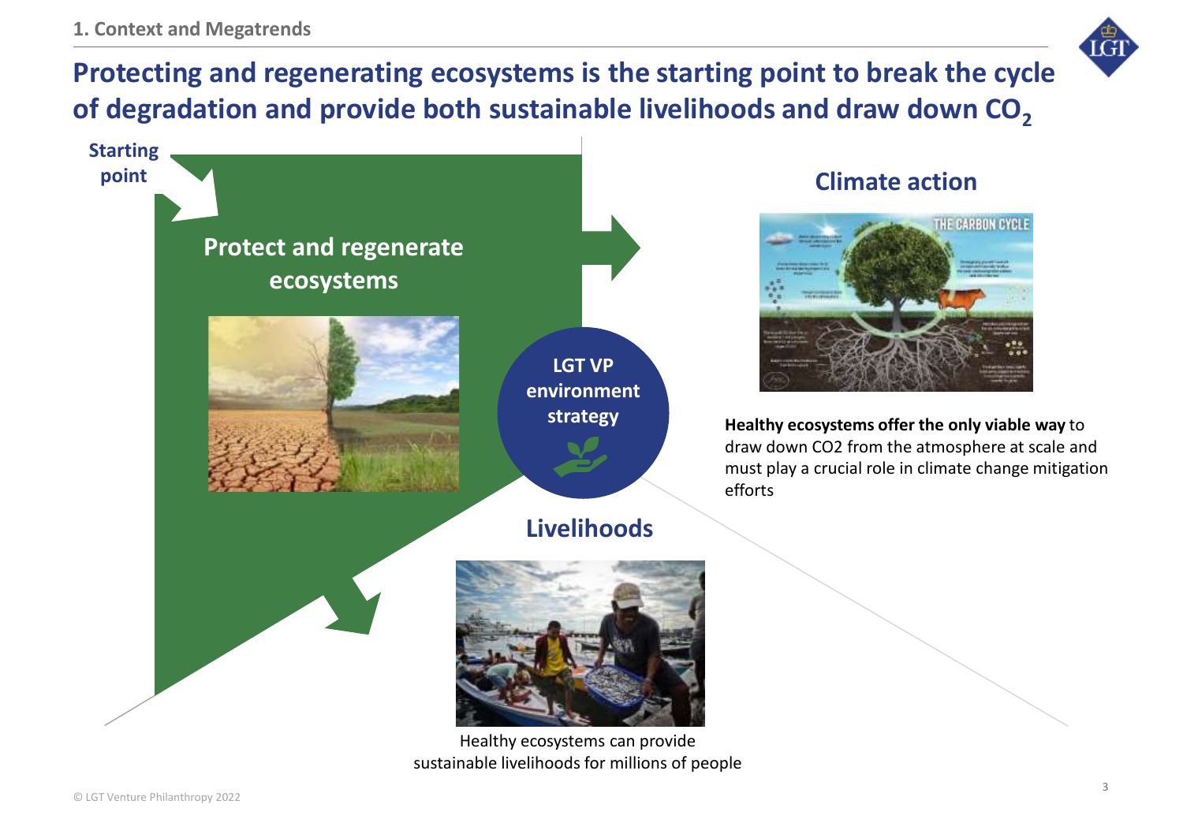# Protecting and regenerating ecosystems is the starting point to break the cycle of degradation and provide both sustainable livelihoods and draw down $CO_2$

**Starting point**

## Protect and regenerate ecosystems

**LGT VP environment strategy**

## Climate action

**Healthy ecosystems offer the only viable way** to draw down CO2 from the atmosphere at scale and must play a crucial role in climate change mitigation efforts

## Livelihoods

Healthy ecosystems can provide sustainable livelihoods for millions of people

© LGT Venture Philanthropy 2022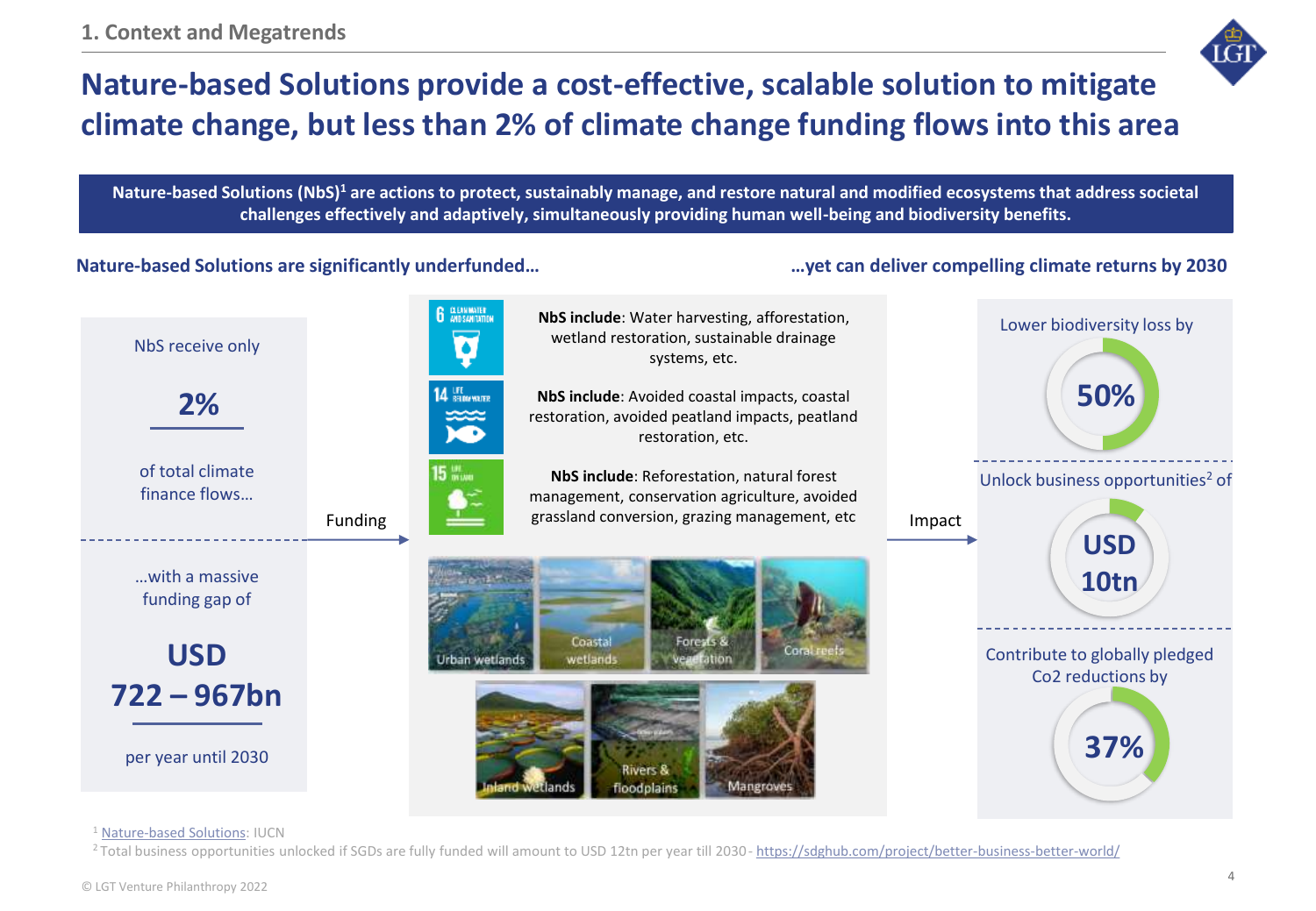1. Context and Megatrends

# Nature-based Solutions provide a cost-effective, scalable solution to mitigate climate change, but less than 2% of climate change funding flows into this area

**Nature-based Solutions (NbS)[1] are actions to protect, sustainably manage, and restore natural and modified ecosystems that address societal challenges effectively and adaptively, simultaneously providing human well-being and biodiversity benefits.**

## Nature-based Solutions are significantly underfunded…

NbS receive only

**2%**

of total climate finance flows…

…with a massive funding gap of

**USD 722 – 967bn**

per year until 2030

Funding

**NbS include**: Water harvesting, afforestation, wetland restoration, sustainable drainage systems, etc.

**NbS include**: Avoided coastal impacts, coastal restoration, avoided peatland impacts, peatland restoration, etc.

**NbS include**: Reforestation, natural forest management, conservation agriculture, avoided grassland conversion, grazing management, etc

Urban wetlands, Coastal wetlands, Forests & vegetation, Coral reefs, Inland wetlands, Rivers & floodplains, Mangroves

Impact

## …yet can deliver compelling climate returns by 2030

Lower biodiversity loss by **50%**

Unlock business opportunities[2] of **USD 10tn**

Contribute to globally pledged $CO_2$ reductions by **37%**

[1] Nature-based Solutions: IUCN

[2] Total business opportunities unlocked if SDGs are fully funded will amount to USD 12tn per year till 2030 - https://sdghub.com/project/better-business-better-world/

© LGT Venture Philanthropy 2022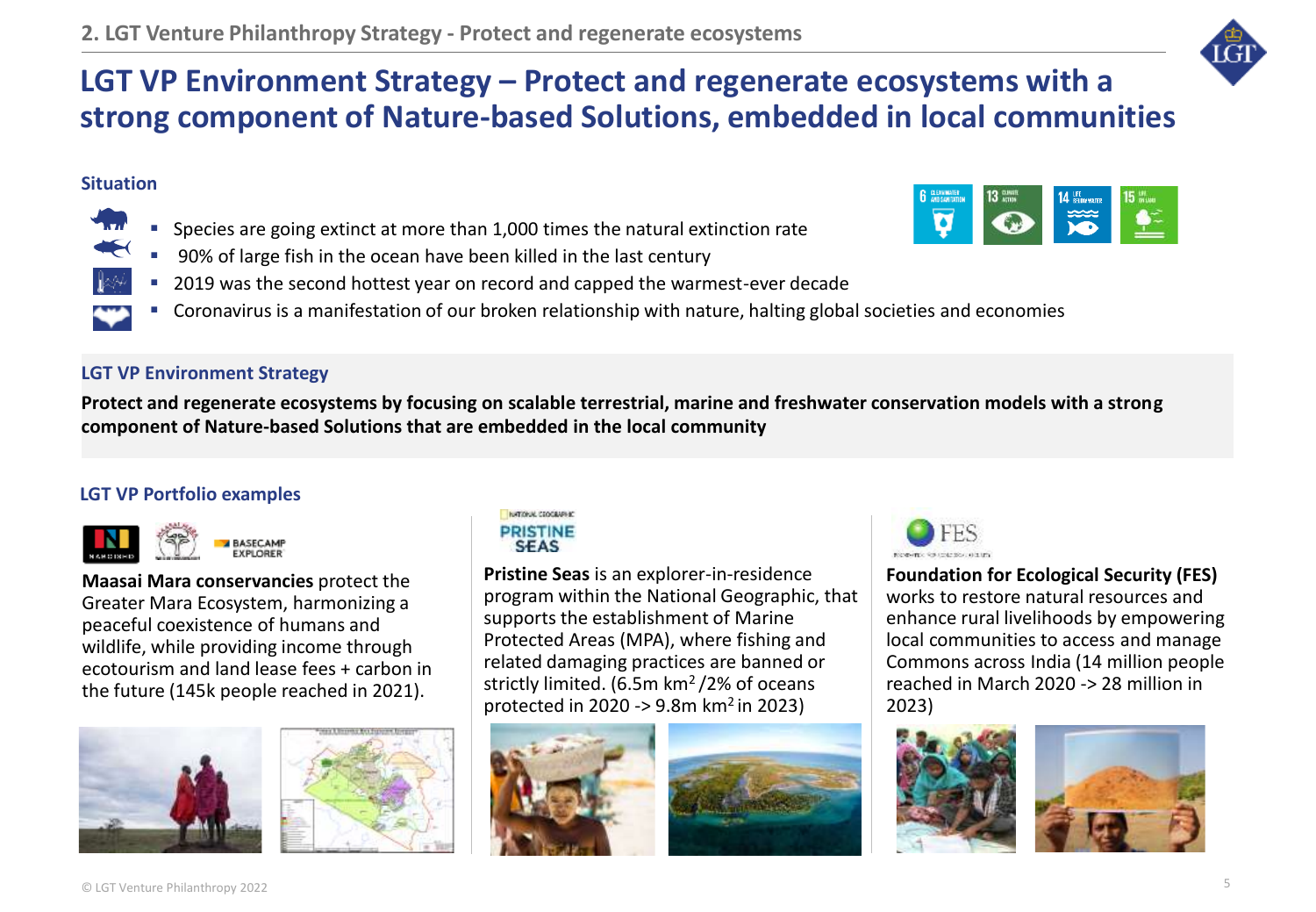# LGT VP Environment Strategy – Protect and regenerate ecosystems with a strong component of Nature-based Solutions, embedded in local communities

### Situation

- Species are going extinct at more than 1,000 times the natural extinction rate
- 90% of large fish in the ocean have been killed in the last century
- 2019 was the second hottest year on record and capped the warmest-ever decade
- Coronavirus is a manifestation of our broken relationship with nature, halting global societies and economies

### LGT VP Environment Strategy

**Protect and regenerate ecosystems by focusing on scalable terrestrial, marine and freshwater conservation models with a strong component of Nature-based Solutions that are embedded in the local community**

### LGT VP Portfolio examples

**Maasai Mara conservancies** protect the Greater Mara Ecosystem, harmonizing a peaceful coexistence of humans and wildlife, while providing income through ecotourism and land lease fees + carbon in the future (145k people reached in 2021).

**Pristine Seas** is an explorer-in-residence program within the National Geographic, that supports the establishment of Marine Protected Areas (MPA), where fishing and related damaging practices are banned or strictly limited. (6.5m km$^2$ /2% of oceans protected in 2020 -> 9.8m km$^2$ in 2023)

**Foundation for Ecological Security (FES)** works to restore natural resources and enhance rural livelihoods by empowering local communities to access and manage Commons across India (14 million people reached in March 2020 -> 28 million in 2023)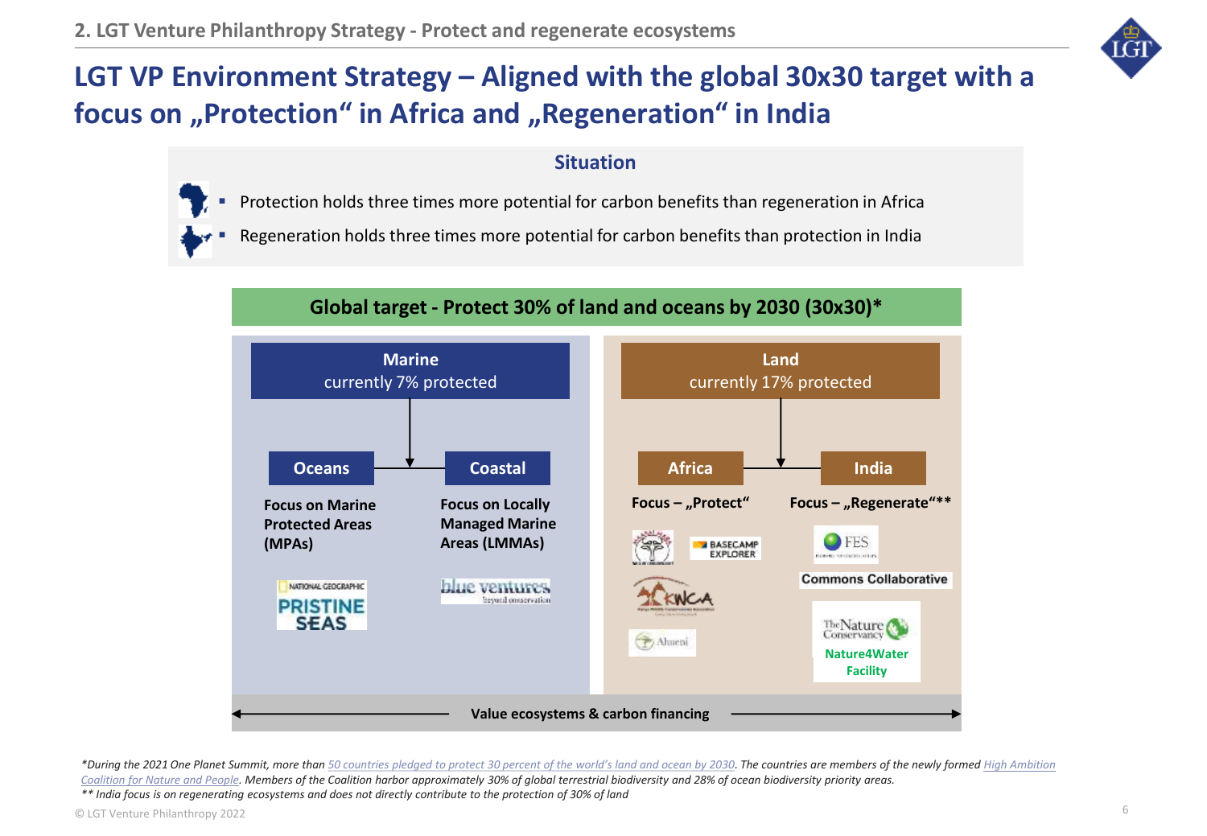# LGT VP Environment Strategy – Aligned with the global 30x30 target with a focus on „Protection“ in Africa and „Regeneration“ in India

## Situation

- Protection holds three times more potential for carbon benefits than regeneration in Africa
- Regeneration holds three times more potential for carbon benefits than protection in India

### Global target - Protect 30% of land and oceans by 2030 (30x30)*

**Marine**
currently 7% protected

- **Oceans**
  - **Focus on Marine Protected Areas (MPAs)**
  - National Geographic Pristine Seas
- **Coastal**
  - **Focus on Locally Managed Marine Areas (LMMAs)**
  - blue ventures – beyond conservation

**Land**
currently 17% protected

- **Africa**
  - **Focus – „Protect“**
  - Basecamp Explorer
  - KWCA
  - Ahueni
- **India**
  - **Focus – „Regenerate“****
  - FES
  - Commons Collaborative
  - The Nature Conservancy – Nature4Water Facility

**Value ecosystems & carbon financing**

*During the 2021 One Planet Summit, more than 50 countries pledged to protect 30 percent of the world's land and ocean by 2030. The countries are members of the newly formed High Ambition Coalition for Nature and People. Members of the Coalition harbor approximately 30% of global terrestrial biodiversity and 28% of ocean biodiversity priority areas.

** India focus is on regenerating ecosystems and does not directly contribute to the protection of 30% of land

© LGT Venture Philanthropy 2022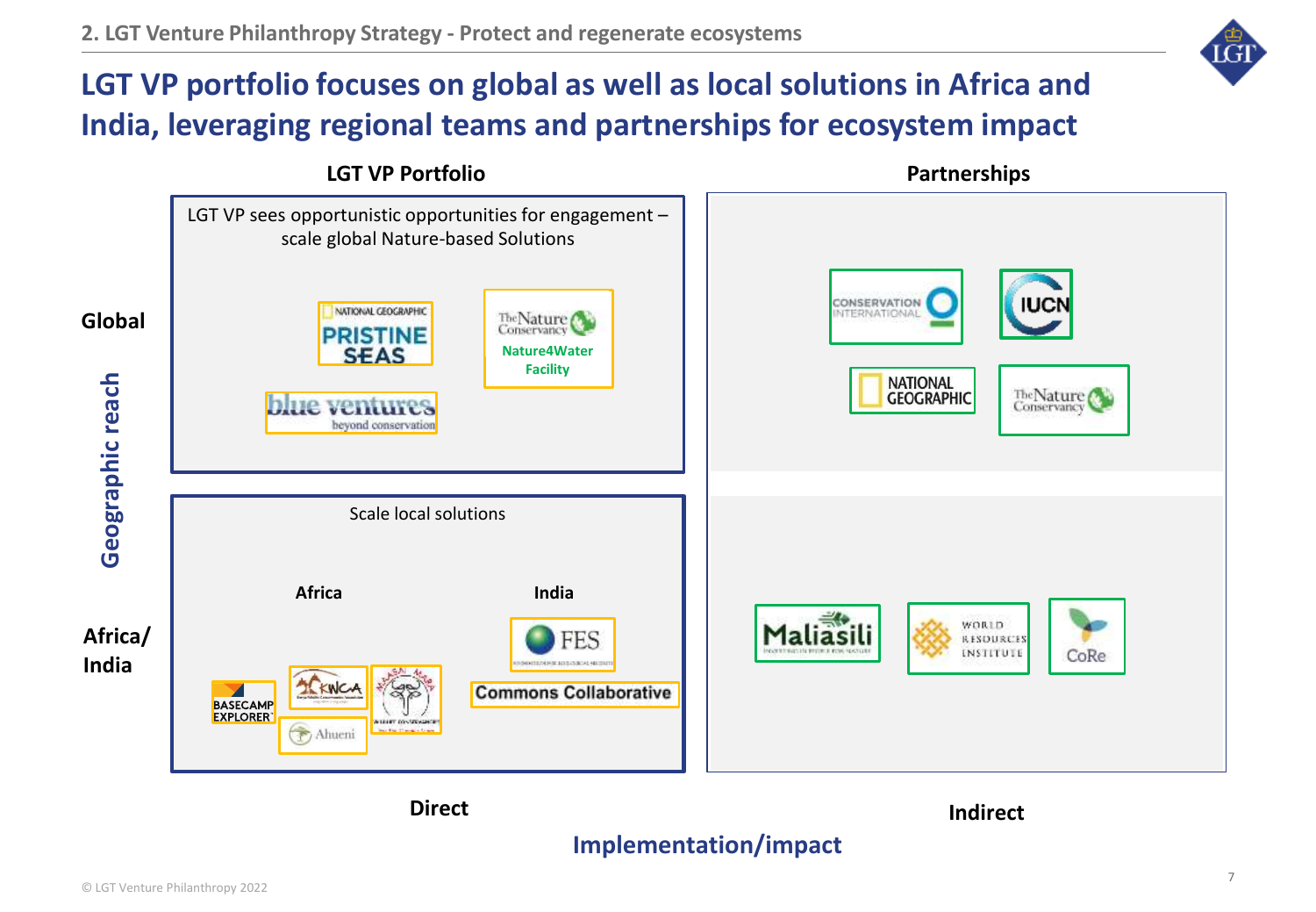# LGT VP portfolio focuses on global as well as local solutions in Africa and India, leveraging regional teams and partnerships for ecosystem impact

**Geographic reach**

## LGT VP Portfolio

**Global**

LGT VP sees opportunistic opportunities for engagement – scale global Nature-based Solutions

- National Geographic Pristine Seas
- The Nature Conservancy Nature4Water Facility
- blue ventures beyond conservation

**Africa/ India**

Scale local solutions

**Africa**

- Basecamp Explorer
- KWCA
- Maasai Mara Wildlife Conservancies
- Ahueni

**India**

- FES
- Commons Collaborative

## Partnerships

- Conservation International
- IUCN
- National Geographic
- The Nature Conservancy
- Maliasili
- World Resources Institute
- CoRe

**Direct** | **Indirect**

**Implementation/impact**

© LGT Venture Philanthropy 2022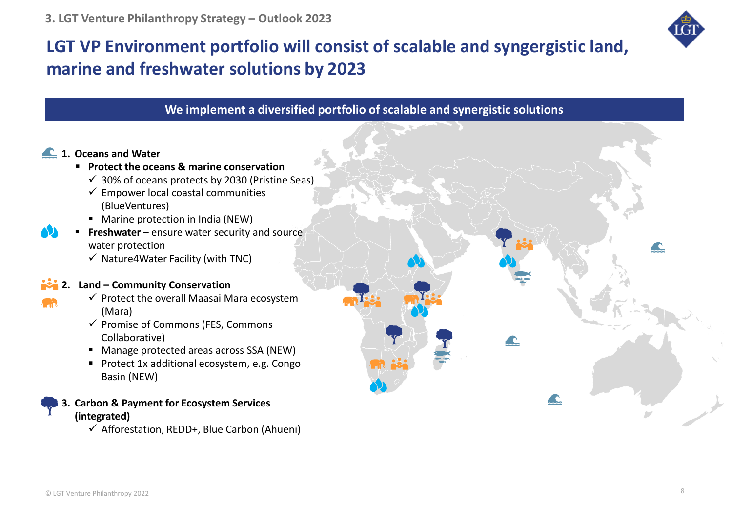# LGT VP Environment portfolio will consist of scalable and syngergistic land, marine and freshwater solutions by 2023

**We implement a diversified portfolio of scalable and synergistic solutions**

1. **Oceans and Water**
   - **Protect the oceans & marine conservation**
     - ✓ 30% of oceans protects by 2030 (Pristine Seas)
     - ✓ Empower local coastal communities (BlueVentures)
     - Marine protection in India (NEW)
   - **Freshwater** – ensure water security and source water protection
     - ✓ Nature4Water Facility (with TNC)

2. **Land – Community Conservation**
   - ✓ Protect the overall Maasai Mara ecosystem (Mara)
   - ✓ Promise of Commons (FES, Commons Collaborative)
   - Manage protected areas across SSA (NEW)
   - Protect 1x additional ecosystem, e.g. Congo Basin (NEW)

3. **Carbon & Payment for Ecosystem Services (integrated)**
   - ✓ Afforestation, REDD+, Blue Carbon (Ahueni)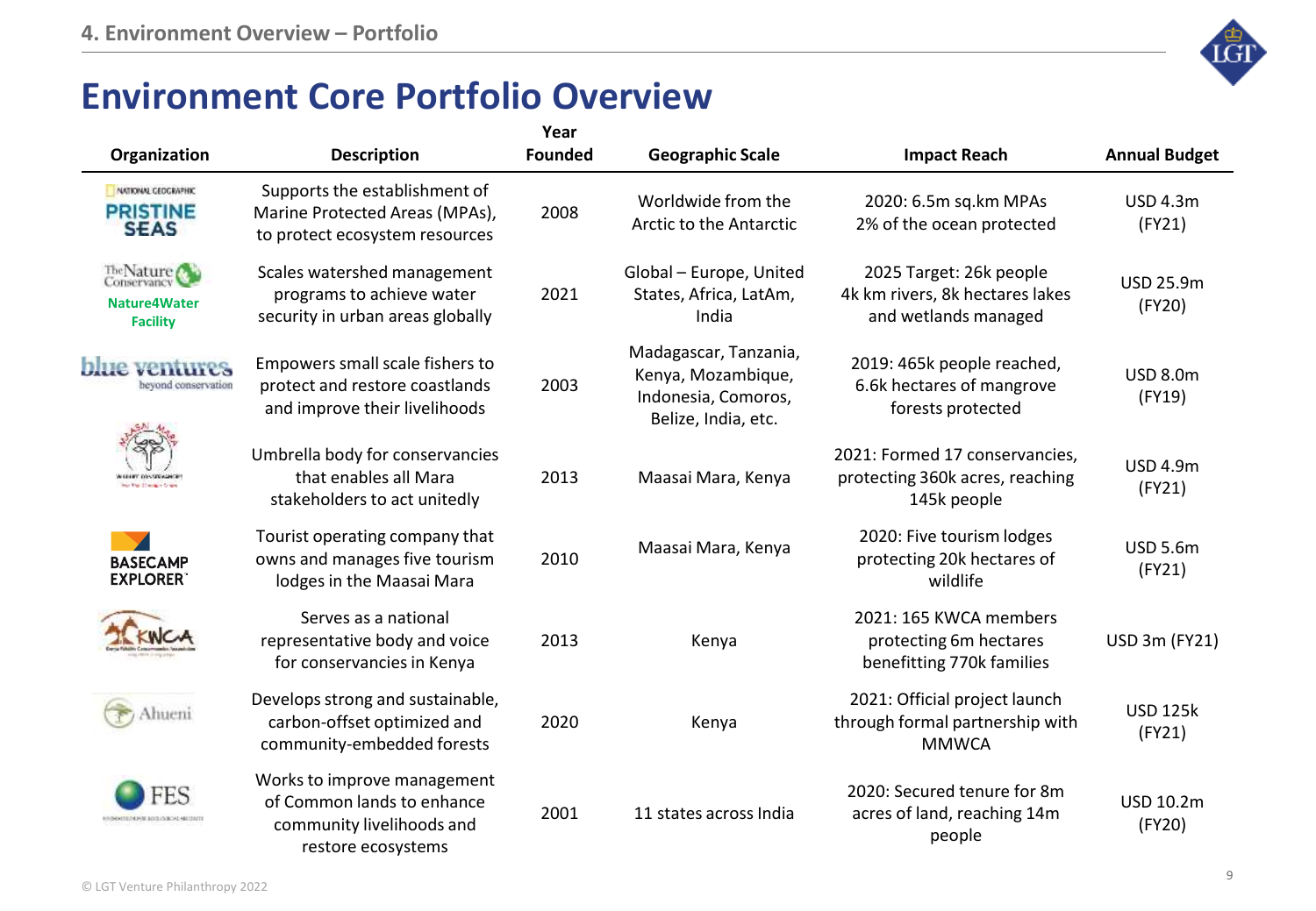# Environment Core Portfolio Overview

| Organization | Description | Year Founded | Geographic Scale | Impact Reach | Annual Budget |
|---|---|---|---|---|---|
| National Geographic Pristine Seas | Supports the establishment of Marine Protected Areas (MPAs), to protect ecosystem resources | 2008 | Worldwide from the Arctic to the Antarctic | 2020: 6.5m sq.km MPAs 2% of the ocean protected | USD 4.3m (FY21) |
| The Nature Conservancy Nature4Water Facility | Scales watershed management programs to achieve water security in urban areas globally | 2021 | Global – Europe, United States, Africa, LatAm, India | 2025 Target: 26k people 4k km rivers, 8k hectares lakes and wetlands managed | USD 25.9m (FY20) |
| blue ventures beyond conservation | Empowers small scale fishers to protect and restore coastlands and improve their livelihoods | 2003 | Madagascar, Tanzania, Kenya, Mozambique, Indonesia, Comoros, Belize, India, etc. | 2019: 465k people reached, 6.6k hectares of mangrove forests protected | USD 8.0m (FY19) |
| Maasai Mara Wildlife Conservancies | Umbrella body for conservancies that enables all Mara stakeholders to act unitedly | 2013 | Maasai Mara, Kenya | 2021: Formed 17 conservancies, protecting 360k acres, reaching 145k people | USD 4.9m (FY21) |
| Basecamp Explorer | Tourist operating company that owns and manages five tourism lodges in the Maasai Mara | 2010 | Maasai Mara, Kenya | 2020: Five tourism lodges protecting 20k hectares of wildlife | USD 5.6m (FY21) |
| KWCA | Serves as a national representative body and voice for conservancies in Kenya | 2013 | Kenya | 2021: 165 KWCA members protecting 6m hectares benefitting 770k families | USD 3m (FY21) |
| Ahueni | Develops strong and sustainable, carbon-offset optimized and community-embedded forests | 2020 | Kenya | 2021: Official project launch through formal partnership with MMWCA | USD 125k (FY21) |
| FES | Works to improve management of Common lands to enhance community livelihoods and restore ecosystems | 2001 | 11 states across India | 2020: Secured tenure for 8m acres of land, reaching 14m people | USD 10.2m (FY20) |

© LGT Venture Philanthropy 2022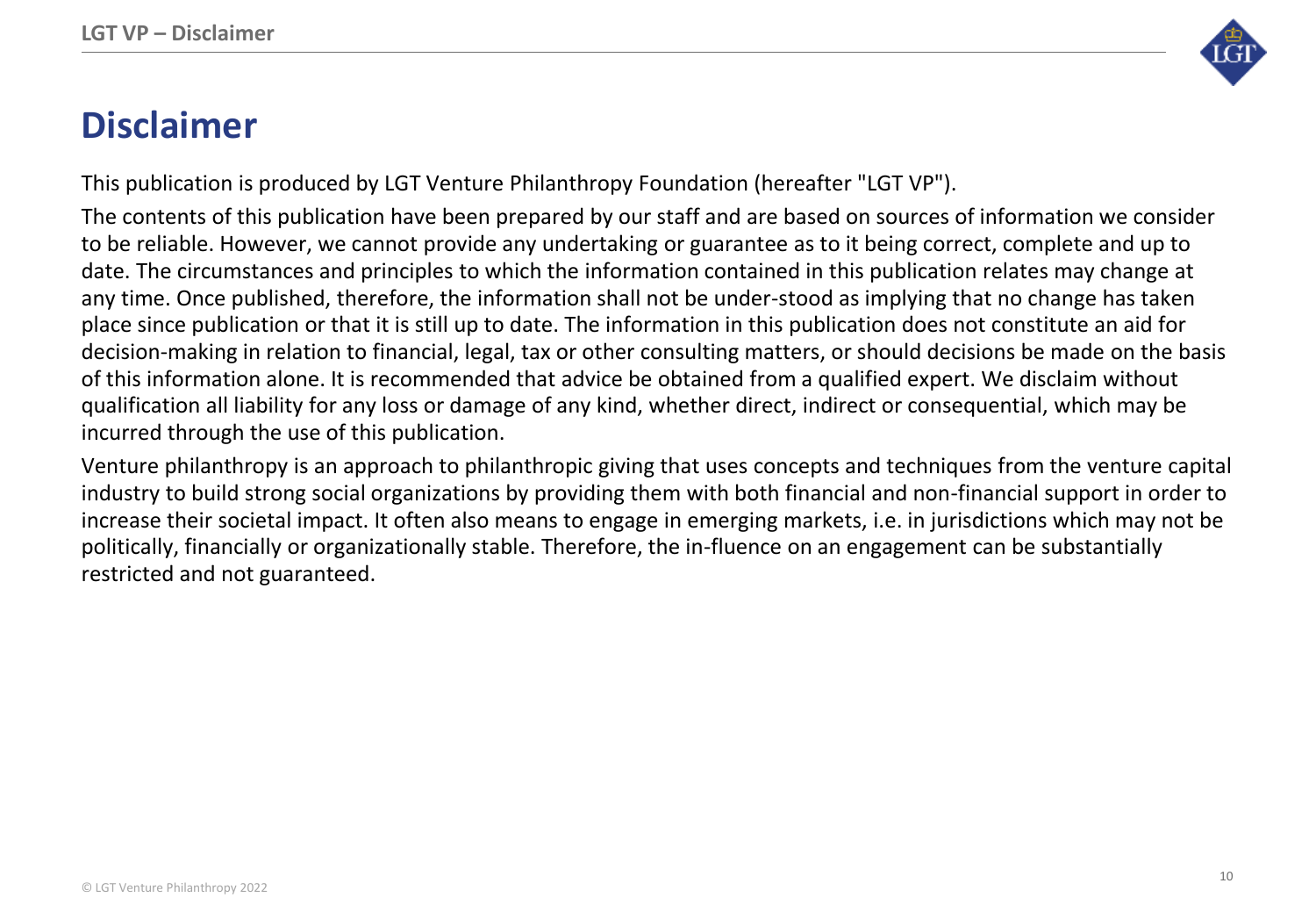# Disclaimer

This publication is produced by LGT Venture Philanthropy Foundation (hereafter "LGT VP").

The contents of this publication have been prepared by our staff and are based on sources of information we consider to be reliable. However, we cannot provide any undertaking or guarantee as to it being correct, complete and up to date. The circumstances and principles to which the information contained in this publication relates may change at any time. Once published, therefore, the information shall not be under-stood as implying that no change has taken place since publication or that it is still up to date. The information in this publication does not constitute an aid for decision-making in relation to financial, legal, tax or other consulting matters, or should decisions be made on the basis of this information alone. It is recommended that advice be obtained from a qualified expert. We disclaim without qualification all liability for any loss or damage of any kind, whether direct, indirect or consequential, which may be incurred through the use of this publication.

Venture philanthropy is an approach to philanthropic giving that uses concepts and techniques from the venture capital industry to build strong social organizations by providing them with both financial and non-financial support in order to increase their societal impact. It often also means to engage in emerging markets, i.e. in jurisdictions which may not be politically, financially or organizationally stable. Therefore, the in-fluence on an engagement can be substantially restricted and not guaranteed.